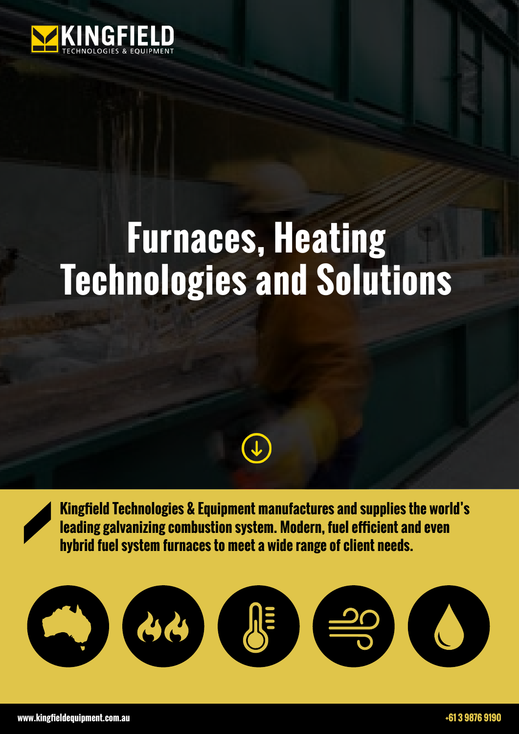KINGFIELD
TECHNOLOGIES & EQUIPMENT

# Furnaces, Heating Technologies and Solutions

**Kingfield Technologies & Equipment manufactures and supplies the world's leading galvanizing combustion system. Modern, fuel efficient and even hybrid fuel system furnaces to meet a wide range of client needs.**

www.kingfieldequipment.com.au

+61 3 9876 9190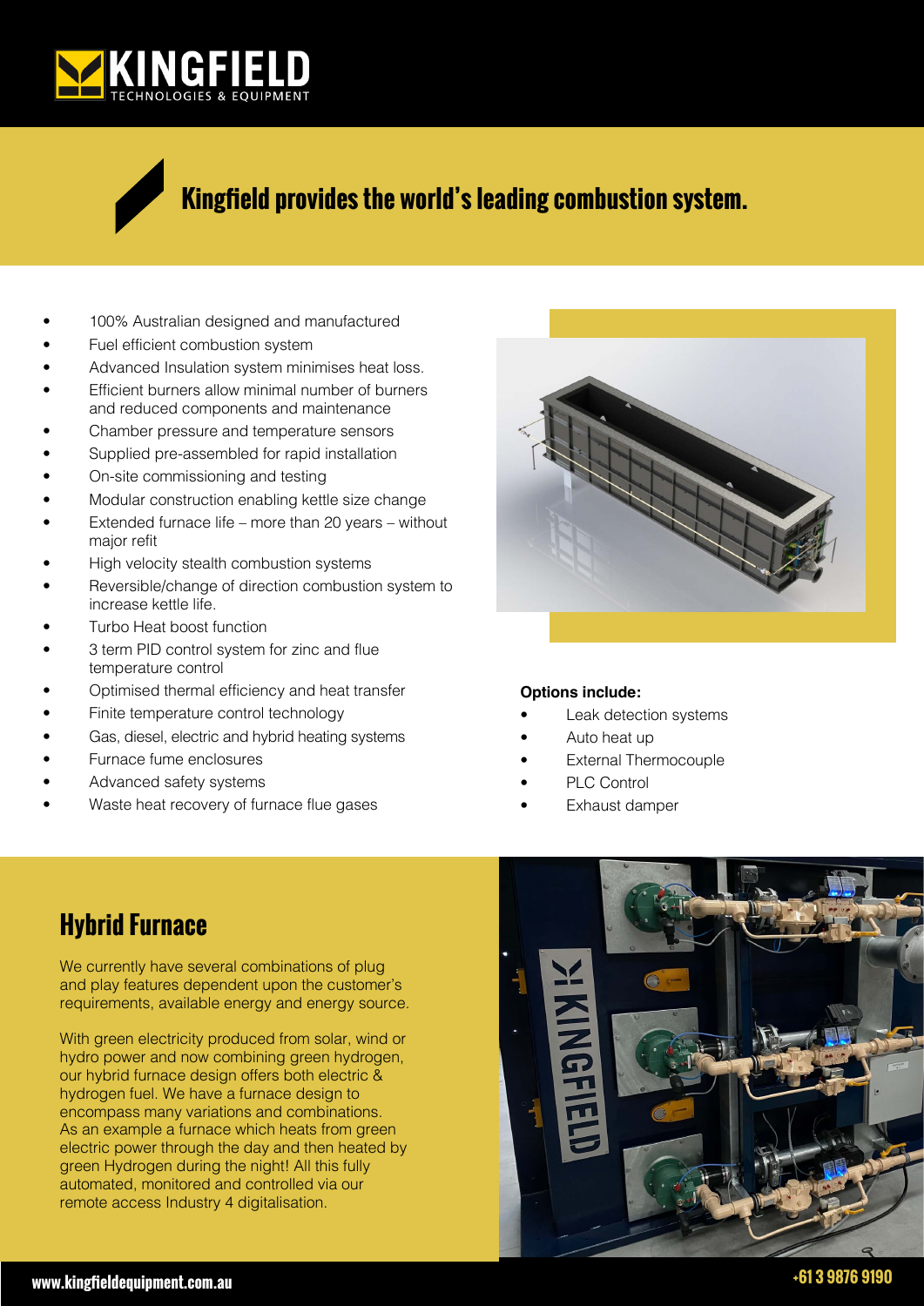# Kingfield provides the world's leading combustion system.

- 100% Australian designed and manufactured
- Fuel efficient combustion system
- Advanced Insulation system minimises heat loss.
- Efficient burners allow minimal number of burners and reduced components and maintenance
- Chamber pressure and temperature sensors
- Supplied pre-assembled for rapid installation
- On-site commissioning and testing
- Modular construction enabling kettle size change
- Extended furnace life – more than 20 years – without major refit
- High velocity stealth combustion systems
- Reversible/change of direction combustion system to increase kettle life.
- Turbo Heat boost function
- 3 term PID control system for zinc and flue temperature control
- Optimised thermal efficiency and heat transfer
- Finite temperature control technology
- Gas, diesel, electric and hybrid heating systems
- Furnace fume enclosures
- Advanced safety systems
- Waste heat recovery of furnace flue gases

**Options include:**

- Leak detection systems
- Auto heat up
- External Thermocouple
- PLC Control
- Exhaust damper

## Hybrid Furnace

We currently have several combinations of plug and play features dependent upon the customer's requirements, available energy and energy source.

With green electricity produced from solar, wind or hydro power and now combining green hydrogen, our hybrid furnace design offers both electric & hydrogen fuel. We have a furnace design to encompass many variations and combinations. As an example a furnace which heats from green electric power through the day and then heated by green Hydrogen during the night! All this fully automated, monitored and controlled via our remote access Industry 4 digitalisation.

www.kingfieldequipment.com.au

+61 3 9876 9190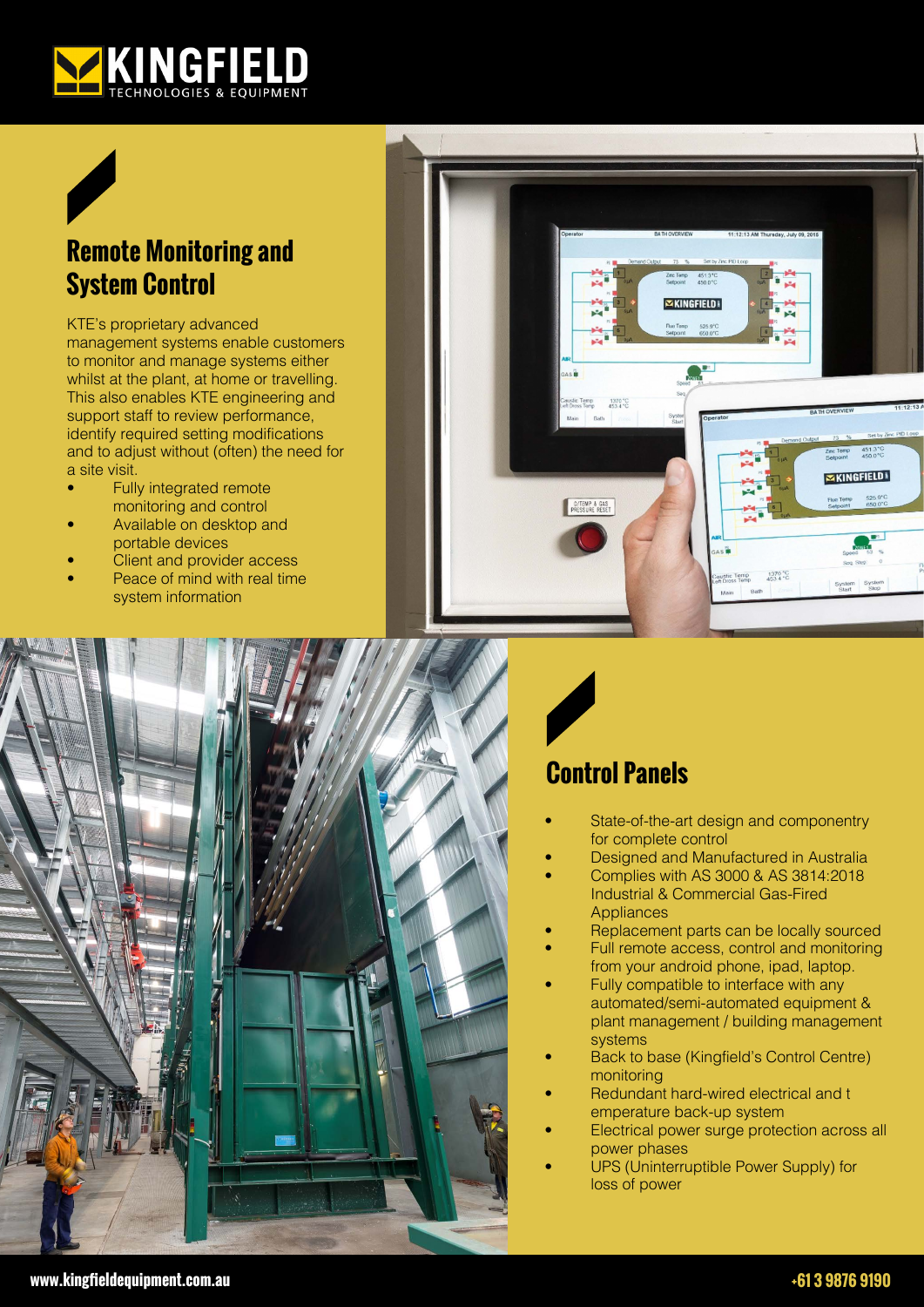# KINGFIELD
TECHNOLOGIES & EQUIPMENT

## Remote Monitoring and System Control

KTE's proprietary advanced management systems enable customers to monitor and manage systems either whilst at the plant, at home or travelling. This also enables KTE engineering and support staff to review performance, identify required setting modifications and to adjust without (often) the need for a site visit.

- Fully integrated remote monitoring and control
- Available on desktop and portable devices
- Client and provider access
- Peace of mind with real time system information

## Control Panels

- State-of-the-art design and componentry for complete control
- Designed and Manufactured in Australia
- Complies with AS 3000 & AS 3814:2018 Industrial & Commercial Gas-Fired Appliances
- Replacement parts can be locally sourced
- Full remote access, control and monitoring from your android phone, ipad, laptop.
- Fully compatible to interface with any automated/semi-automated equipment & plant management / building management systems
- Back to base (Kingfield's Control Centre) monitoring
- Redundant hard-wired electrical and t emperature back-up system
- Electrical power surge protection across all power phases
- UPS (Uninterruptible Power Supply) for loss of power

www.kingfieldequipment.com.au

+61 3 9876 9190